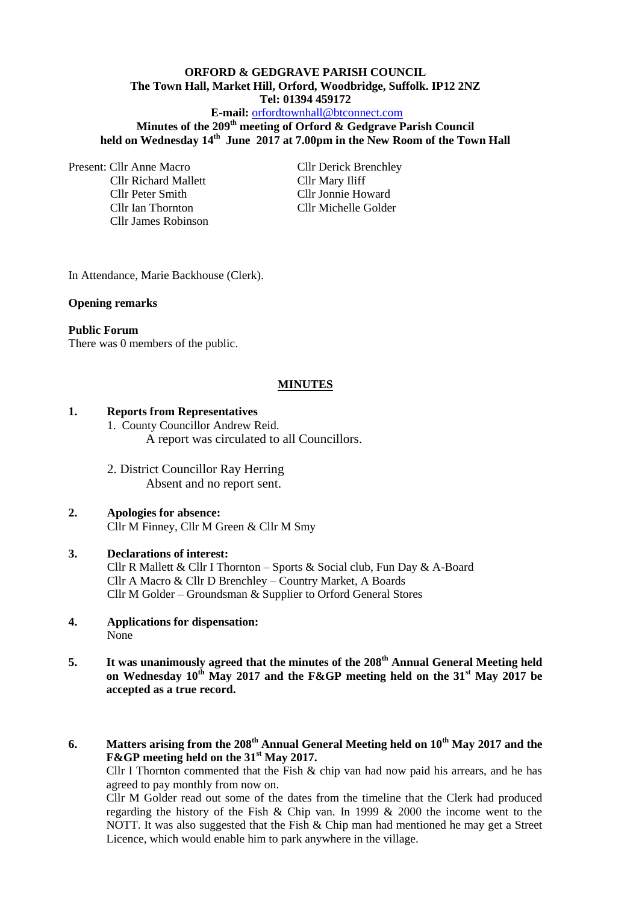**ORFORD & GEDGRAVE PARISH COUNCIL**
**The Town Hall, Market Hill, Orford, Woodbridge, Suffolk. IP12 2NZ**
**Tel: 01394 459172**
**E-mail:** orfordtownhall@btconnect.com

**Minutes of the 209th meeting of Orford & Gedgrave Parish Council held on Wednesday 14th June 2017 at 7.00pm in the New Room of the Town Hall**

Present: Cllr Anne Macro
Cllr Richard Mallett
Cllr Peter Smith
Cllr Ian Thornton
Cllr James Robinson
Cllr Derick Brenchley
Cllr Mary Iliff
Cllr Jonnie Howard
Cllr Michelle Golder

In Attendance, Marie Backhouse (Clerk).

**Opening remarks**

**Public Forum**
There was 0 members of the public.

**MINUTES**

**1. Reports from Representatives**

1. County Councillor Andrew Reid.
   A report was circulated to all Councillors.

2. District Councillor Ray Herring
   Absent and no report sent.

**2. Apologies for absence:**
Cllr M Finney, Cllr M Green & Cllr M Smy

**3. Declarations of interest:**
Cllr R Mallett & Cllr I Thornton – Sports & Social club, Fun Day & A-Board
Cllr A Macro & Cllr D Brenchley – Country Market, A Boards
Cllr M Golder – Groundsman & Supplier to Orford General Stores

**4. Applications for dispensation:**
None

**5. It was unanimously agreed that the minutes of the 208th Annual General Meeting held on Wednesday 10th May 2017 and the F&GP meeting held on the 31st May 2017 be accepted as a true record.**

**6. Matters arising from the 208th Annual General Meeting held on 10th May 2017 and the F&GP meeting held on the 31st May 2017.**
Cllr I Thornton commented that the Fish & chip van had now paid his arrears, and he has agreed to pay monthly from now on.
Cllr M Golder read out some of the dates from the timeline that the Clerk had produced regarding the history of the Fish & Chip van. In 1999 & 2000 the income went to the NOTT. It was also suggested that the Fish & Chip man had mentioned he may get a Street Licence, which would enable him to park anywhere in the village.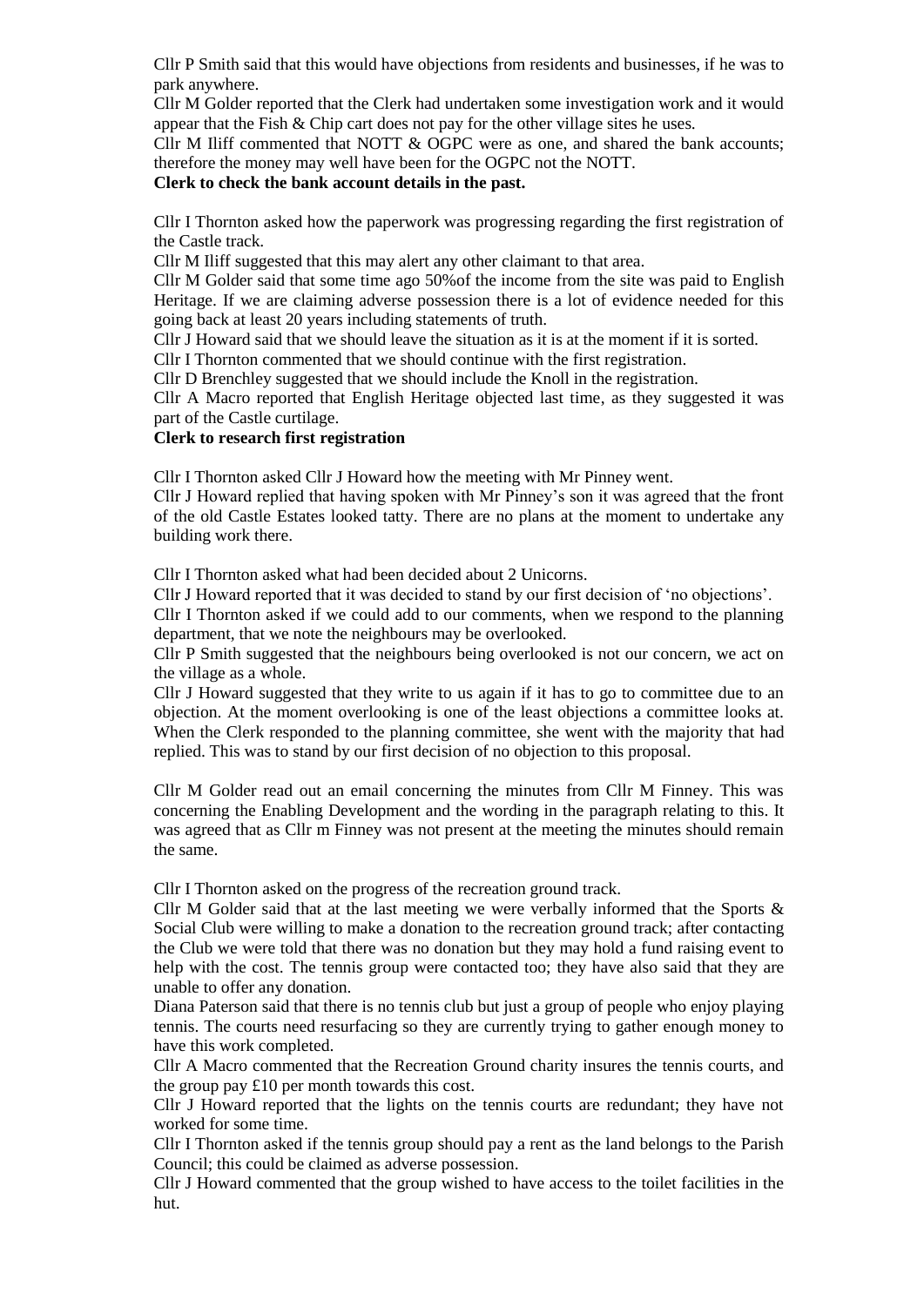Cllr P Smith said that this would have objections from residents and businesses, if he was to park anywhere.

Cllr M Golder reported that the Clerk had undertaken some investigation work and it would appear that the Fish & Chip cart does not pay for the other village sites he uses.

Cllr M Iliff commented that NOTT & OGPC were as one, and shared the bank accounts; therefore the money may well have been for the OGPC not the NOTT.

**Clerk to check the bank account details in the past.**

Cllr I Thornton asked how the paperwork was progressing regarding the first registration of the Castle track.

Cllr M Iliff suggested that this may alert any other claimant to that area.

Cllr M Golder said that some time ago 50%of the income from the site was paid to English Heritage. If we are claiming adverse possession there is a lot of evidence needed for this going back at least 20 years including statements of truth.

Cllr J Howard said that we should leave the situation as it is at the moment if it is sorted.

Cllr I Thornton commented that we should continue with the first registration.

Cllr D Brenchley suggested that we should include the Knoll in the registration.

Cllr A Macro reported that English Heritage objected last time, as they suggested it was part of the Castle curtilage.

**Clerk to research first registration**

Cllr I Thornton asked Cllr J Howard how the meeting with Mr Pinney went.

Cllr J Howard replied that having spoken with Mr Pinney's son it was agreed that the front of the old Castle Estates looked tatty. There are no plans at the moment to undertake any building work there.

Cllr I Thornton asked what had been decided about 2 Unicorns.

Cllr J Howard reported that it was decided to stand by our first decision of 'no objections'.

Cllr I Thornton asked if we could add to our comments, when we respond to the planning department, that we note the neighbours may be overlooked.

Cllr P Smith suggested that the neighbours being overlooked is not our concern, we act on the village as a whole.

Cllr J Howard suggested that they write to us again if it has to go to committee due to an objection. At the moment overlooking is one of the least objections a committee looks at. When the Clerk responded to the planning committee, she went with the majority that had replied. This was to stand by our first decision of no objection to this proposal.

Cllr M Golder read out an email concerning the minutes from Cllr M Finney. This was concerning the Enabling Development and the wording in the paragraph relating to this. It was agreed that as Cllr m Finney was not present at the meeting the minutes should remain the same.

Cllr I Thornton asked on the progress of the recreation ground track.

Cllr M Golder said that at the last meeting we were verbally informed that the Sports & Social Club were willing to make a donation to the recreation ground track; after contacting the Club we were told that there was no donation but they may hold a fund raising event to help with the cost. The tennis group were contacted too; they have also said that they are unable to offer any donation.

Diana Paterson said that there is no tennis club but just a group of people who enjoy playing tennis. The courts need resurfacing so they are currently trying to gather enough money to have this work completed.

Cllr A Macro commented that the Recreation Ground charity insures the tennis courts, and the group pay £10 per month towards this cost.

Cllr J Howard reported that the lights on the tennis courts are redundant; they have not worked for some time.

Cllr I Thornton asked if the tennis group should pay a rent as the land belongs to the Parish Council; this could be claimed as adverse possession.

Cllr J Howard commented that the group wished to have access to the toilet facilities in the hut.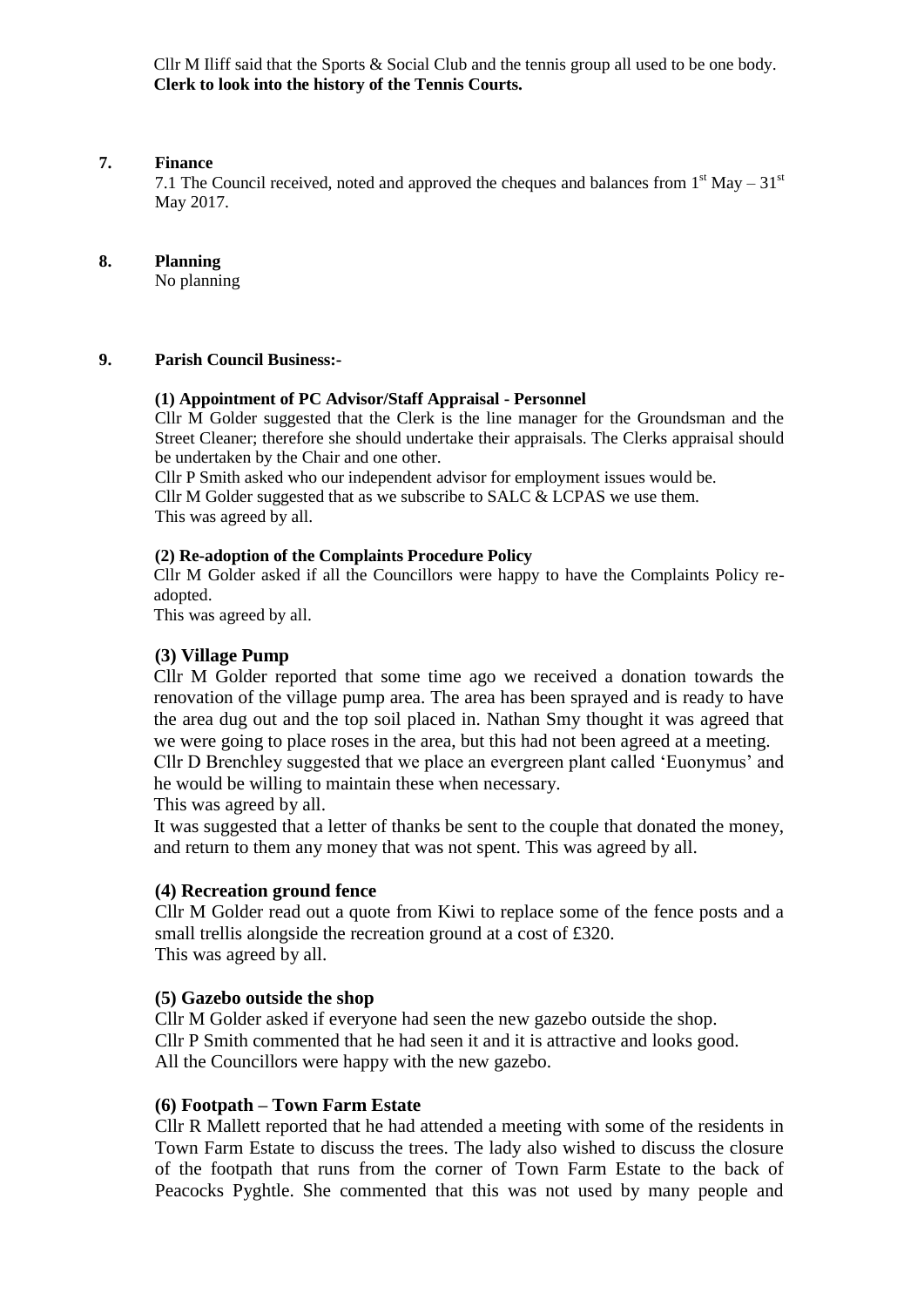Cllr M Iliff said that the Sports & Social Club and the tennis group all used to be one body.
**Clerk to look into the history of the Tennis Courts.**

## 7. Finance

7.1 The Council received, noted and approved the cheques and balances from 1st May – 31st May 2017.

## 8. Planning

No planning

## 9. Parish Council Business:-

### (1) Appointment of PC Advisor/Staff Appraisal - Personnel

Cllr M Golder suggested that the Clerk is the line manager for the Groundsman and the Street Cleaner; therefore she should undertake their appraisals. The Clerks appraisal should be undertaken by the Chair and one other.

Cllr P Smith asked who our independent advisor for employment issues would be.

Cllr M Golder suggested that as we subscribe to SALC & LCPAS we use them.

This was agreed by all.

### (2) Re-adoption of the Complaints Procedure Policy

Cllr M Golder asked if all the Councillors were happy to have the Complaints Policy re-adopted.

This was agreed by all.

### (3) Village Pump

Cllr M Golder reported that some time ago we received a donation towards the renovation of the village pump area. The area has been sprayed and is ready to have the area dug out and the top soil placed in. Nathan Smy thought it was agreed that we were going to place roses in the area, but this had not been agreed at a meeting.

Cllr D Brenchley suggested that we place an evergreen plant called 'Euonymus' and he would be willing to maintain these when necessary.

This was agreed by all.

It was suggested that a letter of thanks be sent to the couple that donated the money, and return to them any money that was not spent. This was agreed by all.

### (4) Recreation ground fence

Cllr M Golder read out a quote from Kiwi to replace some of the fence posts and a small trellis alongside the recreation ground at a cost of £320.

This was agreed by all.

### (5) Gazebo outside the shop

Cllr M Golder asked if everyone had seen the new gazebo outside the shop.

Cllr P Smith commented that he had seen it and it is attractive and looks good.

All the Councillors were happy with the new gazebo.

### (6) Footpath – Town Farm Estate

Cllr R Mallett reported that he had attended a meeting with some of the residents in Town Farm Estate to discuss the trees. The lady also wished to discuss the closure of the footpath that runs from the corner of Town Farm Estate to the back of Peacocks Pyghtle. She commented that this was not used by many people and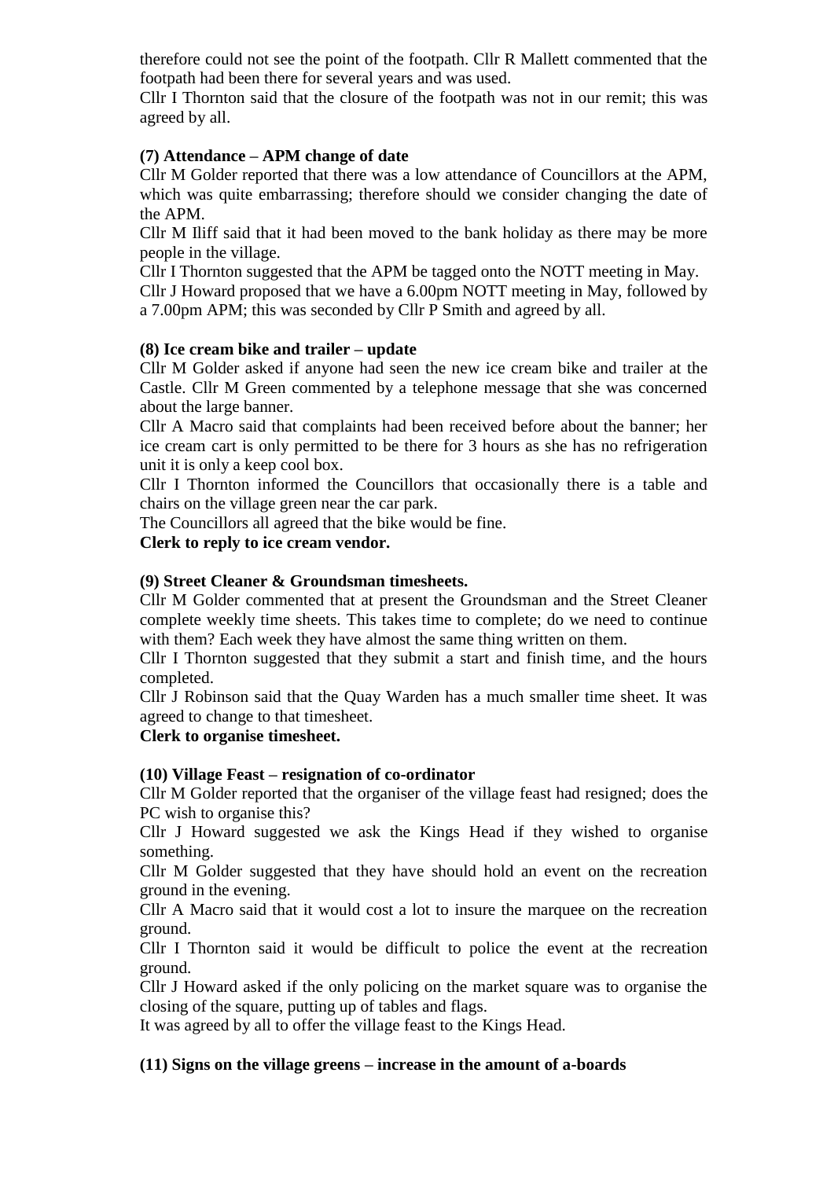therefore could not see the point of the footpath. Cllr R Mallett commented that the footpath had been there for several years and was used.

Cllr I Thornton said that the closure of the footpath was not in our remit; this was agreed by all.

**(7) Attendance – APM change of date**

Cllr M Golder reported that there was a low attendance of Councillors at the APM, which was quite embarrassing; therefore should we consider changing the date of the APM.

Cllr M Iliff said that it had been moved to the bank holiday as there may be more people in the village.

Cllr I Thornton suggested that the APM be tagged onto the NOTT meeting in May.

Cllr J Howard proposed that we have a 6.00pm NOTT meeting in May, followed by a 7.00pm APM; this was seconded by Cllr P Smith and agreed by all.

**(8) Ice cream bike and trailer – update**

Cllr M Golder asked if anyone had seen the new ice cream bike and trailer at the Castle. Cllr M Green commented by a telephone message that she was concerned about the large banner.

Cllr A Macro said that complaints had been received before about the banner; her ice cream cart is only permitted to be there for 3 hours as she has no refrigeration unit it is only a keep cool box.

Cllr I Thornton informed the Councillors that occasionally there is a table and chairs on the village green near the car park.

The Councillors all agreed that the bike would be fine.

**Clerk to reply to ice cream vendor.**

**(9) Street Cleaner & Groundsman timesheets.**

Cllr M Golder commented that at present the Groundsman and the Street Cleaner complete weekly time sheets. This takes time to complete; do we need to continue with them? Each week they have almost the same thing written on them.

Cllr I Thornton suggested that they submit a start and finish time, and the hours completed.

Cllr J Robinson said that the Quay Warden has a much smaller time sheet. It was agreed to change to that timesheet.

**Clerk to organise timesheet.**

**(10) Village Feast – resignation of co-ordinator**

Cllr M Golder reported that the organiser of the village feast had resigned; does the PC wish to organise this?

Cllr J Howard suggested we ask the Kings Head if they wished to organise something.

Cllr M Golder suggested that they have should hold an event on the recreation ground in the evening.

Cllr A Macro said that it would cost a lot to insure the marquee on the recreation ground.

Cllr I Thornton said it would be difficult to police the event at the recreation ground.

Cllr J Howard asked if the only policing on the market square was to organise the closing of the square, putting up of tables and flags.

It was agreed by all to offer the village feast to the Kings Head.

**(11) Signs on the village greens – increase in the amount of a-boards**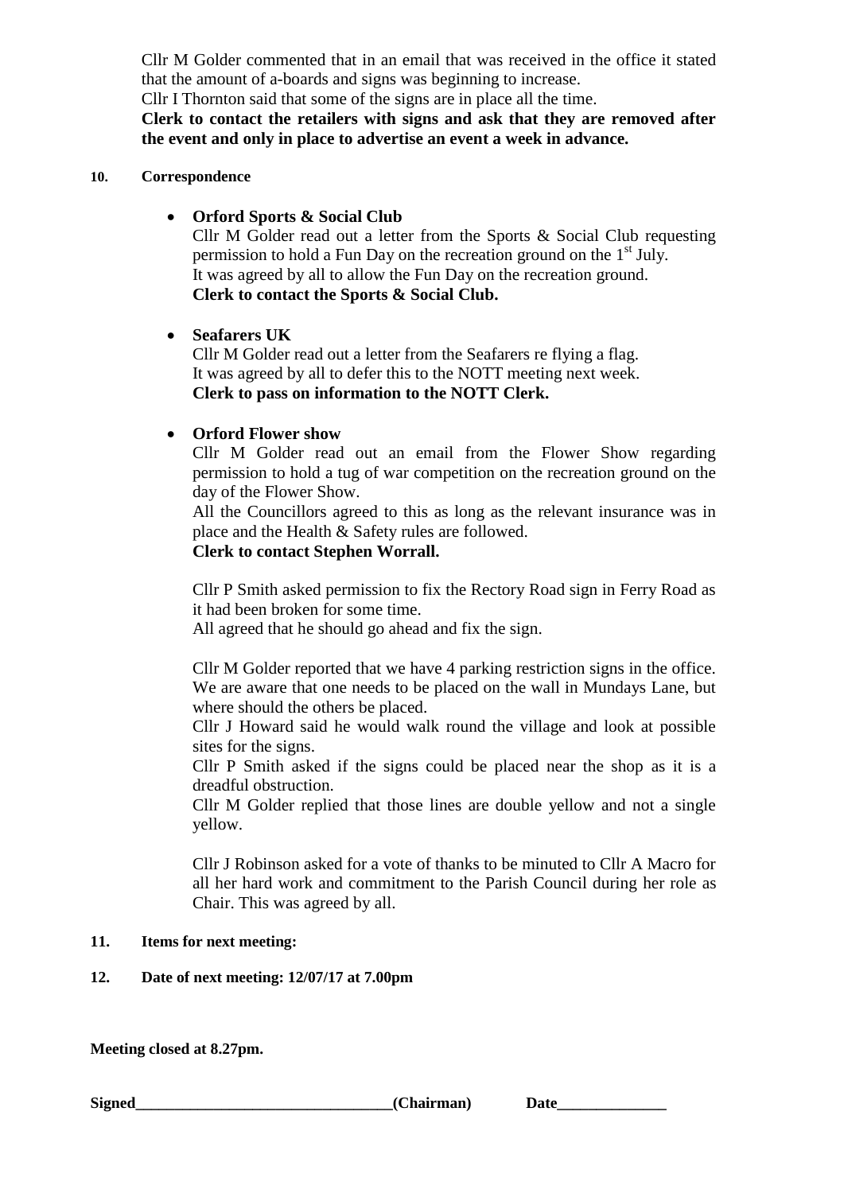Cllr M Golder commented that in an email that was received in the office it stated that the amount of a-boards and signs was beginning to increase.
Cllr I Thornton said that some of the signs are in place all the time.
**Clerk to contact the retailers with signs and ask that they are removed after the event and only in place to advertise an event a week in advance.**

**10. Correspondence**

- **Orford Sports & Social Club**
  Cllr M Golder read out a letter from the Sports & Social Club requesting permission to hold a Fun Day on the recreation ground on the 1st July.
  It was agreed by all to allow the Fun Day on the recreation ground.
  **Clerk to contact the Sports & Social Club.**

- **Seafarers UK**
  Cllr M Golder read out a letter from the Seafarers re flying a flag.
  It was agreed by all to defer this to the NOTT meeting next week.
  **Clerk to pass on information to the NOTT Clerk.**

- **Orford Flower show**
  Cllr M Golder read out an email from the Flower Show regarding permission to hold a tug of war competition on the recreation ground on the day of the Flower Show.
  All the Councillors agreed to this as long as the relevant insurance was in place and the Health & Safety rules are followed.
  **Clerk to contact Stephen Worrall.**

  Cllr P Smith asked permission to fix the Rectory Road sign in Ferry Road as it had been broken for some time.
  All agreed that he should go ahead and fix the sign.

  Cllr M Golder reported that we have 4 parking restriction signs in the office. We are aware that one needs to be placed on the wall in Mundays Lane, but where should the others be placed.
  Cllr J Howard said he would walk round the village and look at possible sites for the signs.
  Cllr P Smith asked if the signs could be placed near the shop as it is a dreadful obstruction.
  Cllr M Golder replied that those lines are double yellow and not a single yellow.

  Cllr J Robinson asked for a vote of thanks to be minuted to Cllr A Macro for all her hard work and commitment to the Parish Council during her role as Chair. This was agreed by all.

**11. Items for next meeting:**

**12. Date of next meeting: 12/07/17 at 7.00pm**

**Meeting closed at 8.27pm.**

**Signed\_\_\_\_\_\_\_\_\_\_\_\_\_\_\_\_\_\_\_\_\_\_\_\_\_\_\_\_\_\_\_\_\_(Chairman) Date\_\_\_\_\_\_\_\_\_\_\_\_\_\_**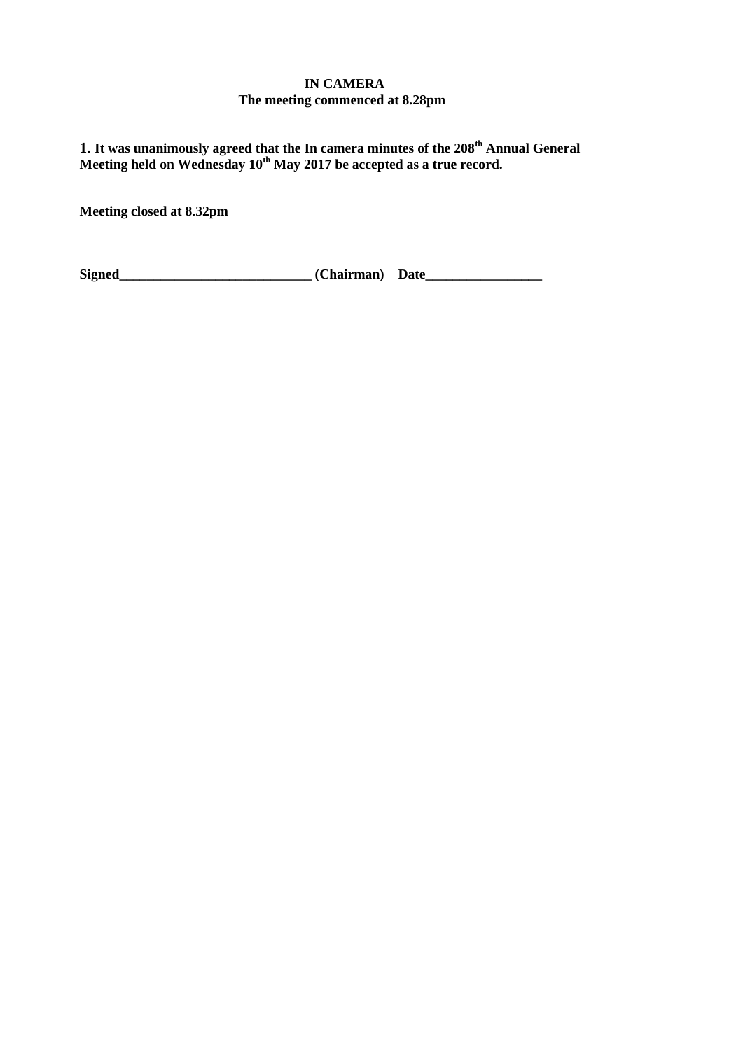**IN CAMERA**
**The meeting commenced at 8.28pm**

**1. It was unanimously agreed that the In camera minutes of the 208th Annual General Meeting held on Wednesday 10th May 2017 be accepted as a true record.**

**Meeting closed at 8.32pm**

**Signed____________________________ (Chairman) Date_________________**